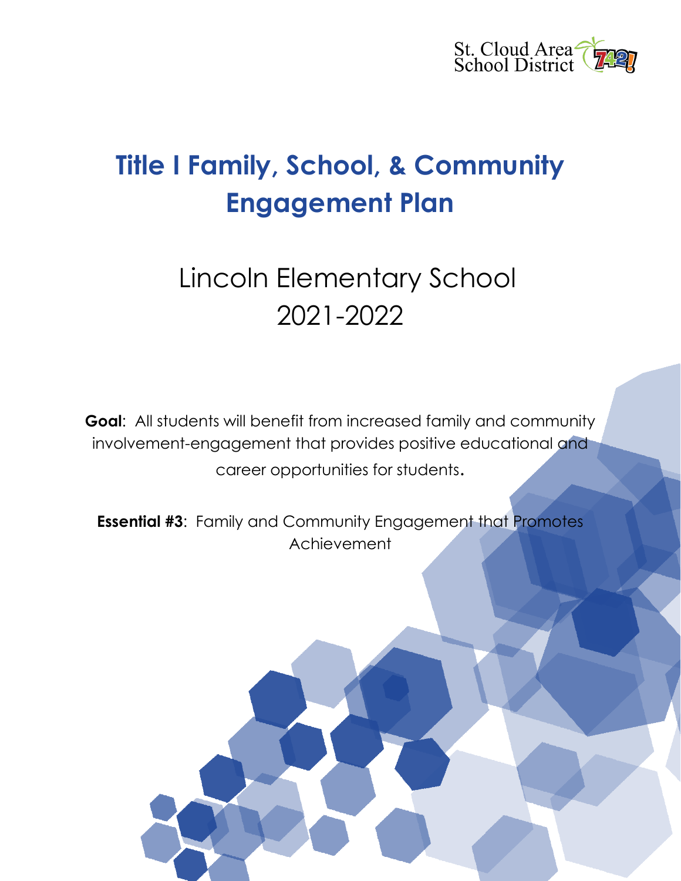St. Cloud Area School District 742!

# Title I Family, School, & Community Engagement Plan

## Lincoln Elementary School 2021-2022

**Goal**: All students will benefit from increased family and community involvement-engagement that provides positive educational and career opportunities for students.

**Essential #3**: Family and Community Engagement that Promotes Achievement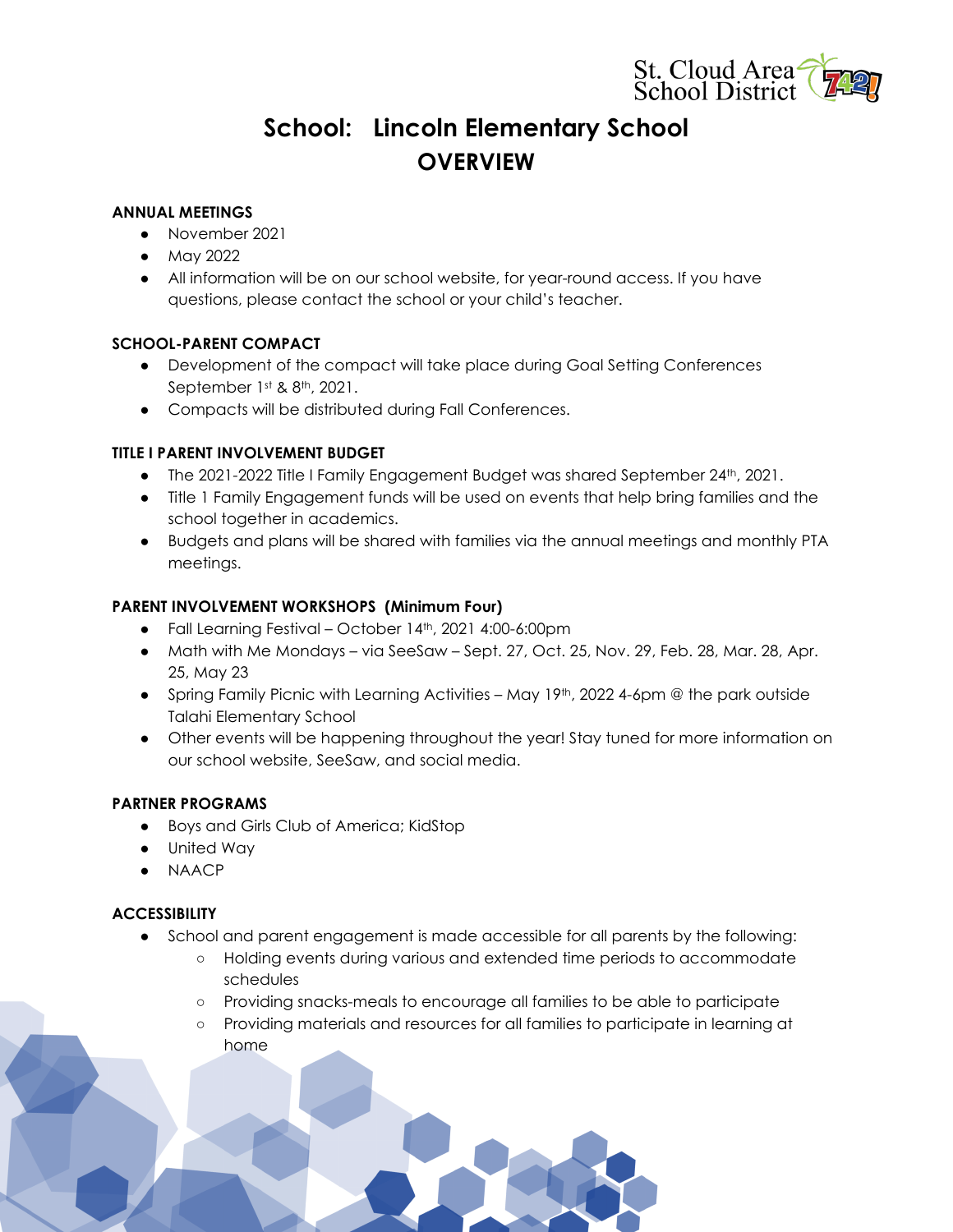# School: Lincoln Elementary School
## OVERVIEW

**ANNUAL MEETINGS**

- November 2021
- May 2022
- All information will be on our school website, for year-round access. If you have questions, please contact the school or your child's teacher.

**SCHOOL-PARENT COMPACT**

- Development of the compact will take place during Goal Setting Conferences September 1st & 8th, 2021.
- Compacts will be distributed during Fall Conferences.

**TITLE I PARENT INVOLVEMENT BUDGET**

- The 2021-2022 Title I Family Engagement Budget was shared September 24th, 2021.
- Title 1 Family Engagement funds will be used on events that help bring families and the school together in academics.
- Budgets and plans will be shared with families via the annual meetings and monthly PTA meetings.

**PARENT INVOLVEMENT WORKSHOPS (Minimum Four)**

- Fall Learning Festival – October 14th, 2021 4:00-6:00pm
- Math with Me Mondays – via SeeSaw – Sept. 27, Oct. 25, Nov. 29, Feb. 28, Mar. 28, Apr. 25, May 23
- Spring Family Picnic with Learning Activities – May 19th, 2022 4-6pm @ the park outside Talahi Elementary School
- Other events will be happening throughout the year! Stay tuned for more information on our school website, SeeSaw, and social media.

**PARTNER PROGRAMS**

- Boys and Girls Club of America; KidStop
- United Way
- NAACP

**ACCESSIBILITY**

- School and parent engagement is made accessible for all parents by the following:
  - Holding events during various and extended time periods to accommodate schedules
  - Providing snacks-meals to encourage all families to be able to participate
  - Providing materials and resources for all families to participate in learning at home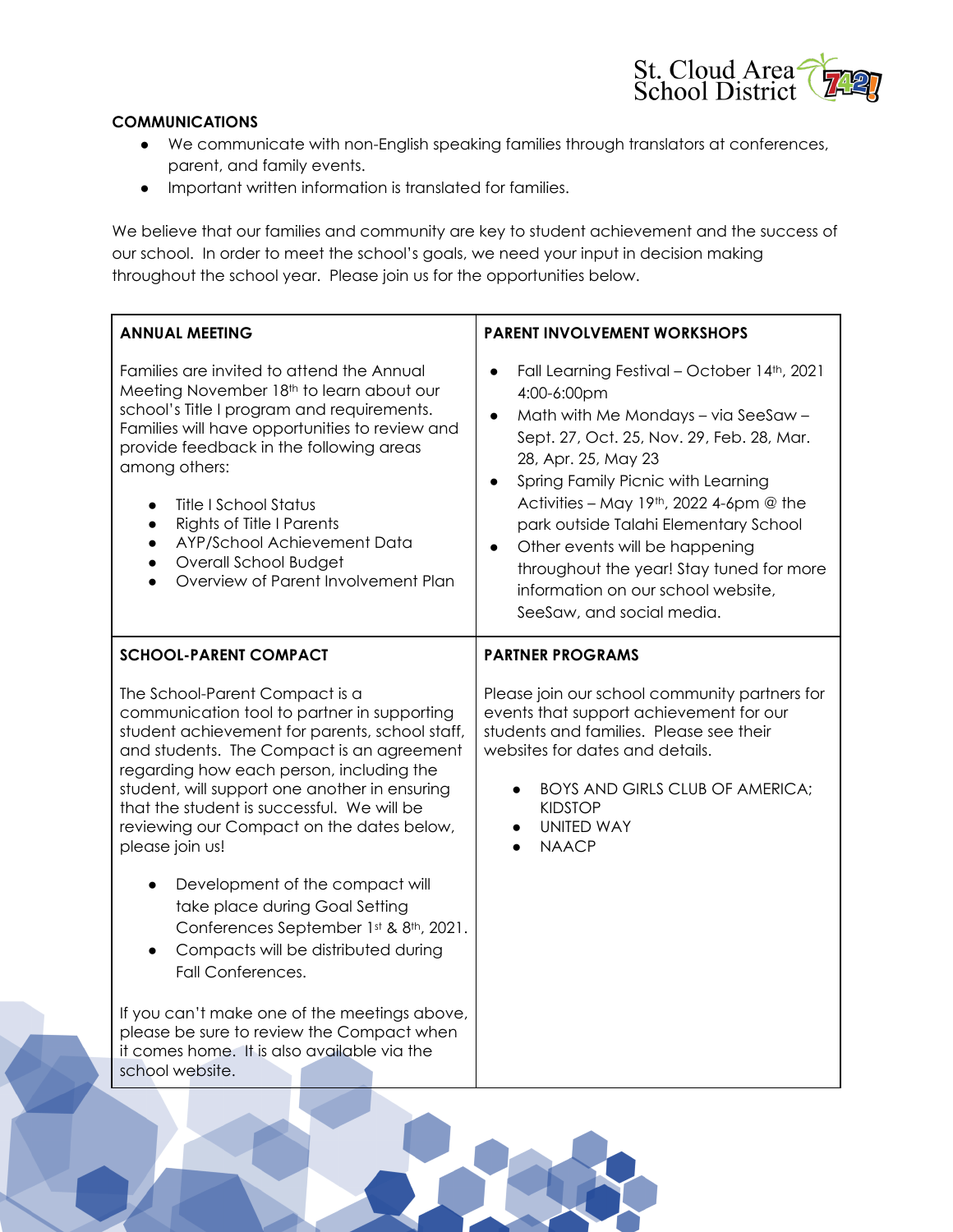## COMMUNICATIONS

- We communicate with non-English speaking families through translators at conferences, parent, and family events.
- Important written information is translated for families.

We believe that our families and community are key to student achievement and the success of our school. In order to meet the school's goals, we need your input in decision making throughout the school year. Please join us for the opportunities below.

### ANNUAL MEETING

Families are invited to attend the Annual Meeting November 18th to learn about our school's Title I program and requirements. Families will have opportunities to review and provide feedback in the following areas among others:

- Title I School Status
- Rights of Title I Parents
- AYP/School Achievement Data
- Overall School Budget
- Overview of Parent Involvement Plan

### PARENT INVOLVEMENT WORKSHOPS

- Fall Learning Festival – October 14th, 2021 4:00-6:00pm
- Math with Me Mondays – via SeeSaw – Sept. 27, Oct. 25, Nov. 29, Feb. 28, Mar. 28, Apr. 25, May 23
- Spring Family Picnic with Learning Activities – May 19th, 2022 4-6pm @ the park outside Talahi Elementary School
- Other events will be happening throughout the year! Stay tuned for more information on our school website, SeeSaw, and social media.

### SCHOOL-PARENT COMPACT

The School-Parent Compact is a communication tool to partner in supporting student achievement for parents, school staff, and students. The Compact is an agreement regarding how each person, including the student, will support one another in ensuring that the student is successful. We will be reviewing our Compact on the dates below, please join us!

- Development of the compact will take place during Goal Setting Conferences September 1st & 8th, 2021.
- Compacts will be distributed during Fall Conferences.

If you can't make one of the meetings above, please be sure to review the Compact when it comes home. It is also available via the school website.

### PARTNER PROGRAMS

Please join our school community partners for events that support achievement for our students and families. Please see their websites for dates and details.

- BOYS AND GIRLS CLUB OF AMERICA; KIDSTOP
- UNITED WAY
- NAACP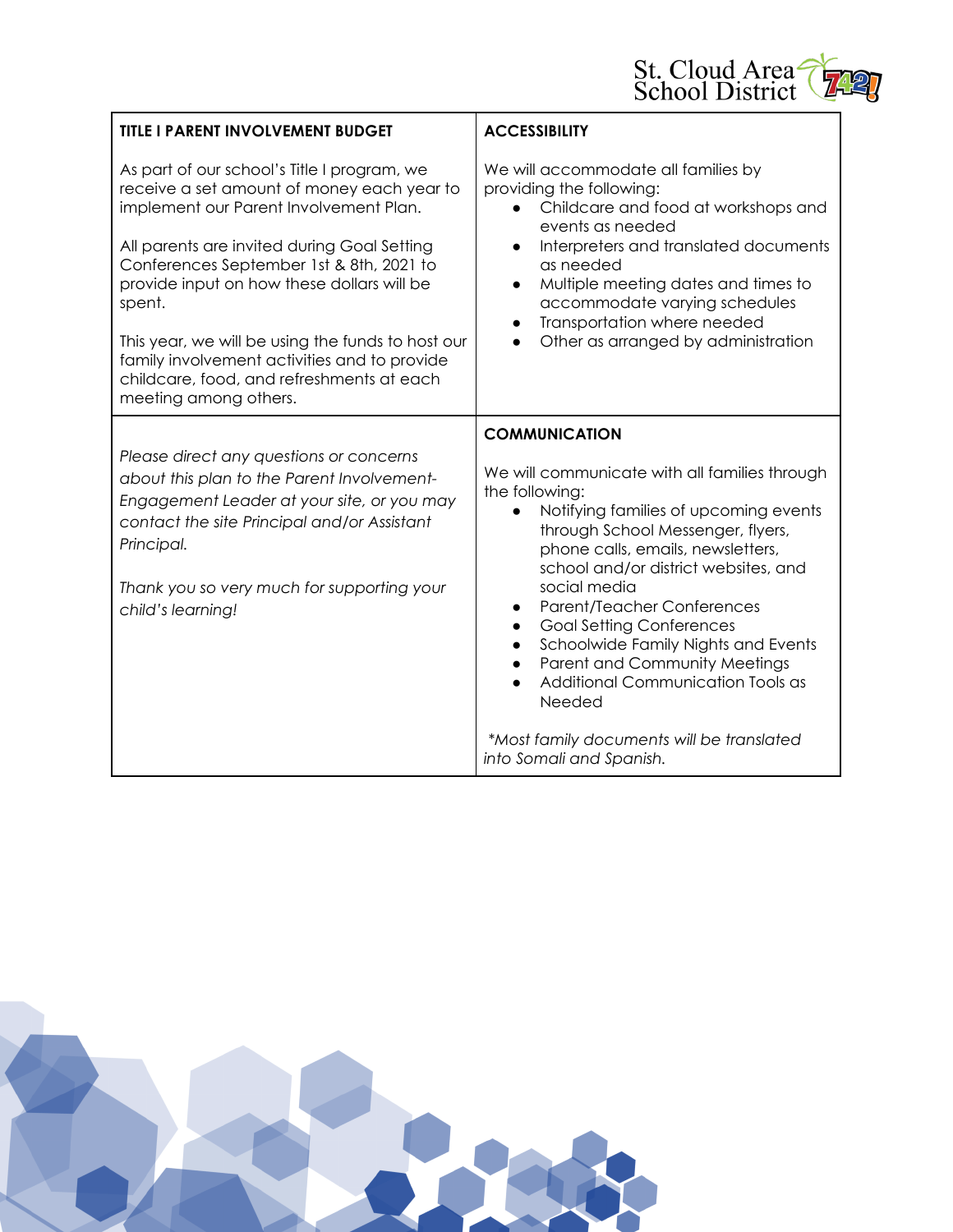## TITLE I PARENT INVOLVEMENT BUDGET

As part of our school's Title I program, we receive a set amount of money each year to implement our Parent Involvement Plan.

All parents are invited during Goal Setting Conferences September 1st & 8th, 2021 to provide input on how these dollars will be spent.

This year, we will be using the funds to host our family involvement activities and to provide childcare, food, and refreshments at each meeting among others.

## ACCESSIBILITY

We will accommodate all families by providing the following:

- Childcare and food at workshops and events as needed
- Interpreters and translated documents as needed
- Multiple meeting dates and times to accommodate varying schedules
- Transportation where needed
- Other as arranged by administration

*Please direct any questions or concerns about this plan to the Parent Involvement-Engagement Leader at your site, or you may contact the site Principal and/or Assistant Principal.*

*Thank you so very much for supporting your child's learning!*

## COMMUNICATION

We will communicate with all families through the following:

- Notifying families of upcoming events through School Messenger, flyers, phone calls, emails, newsletters, school and/or district websites, and social media
- Parent/Teacher Conferences
- Goal Setting Conferences
- Schoolwide Family Nights and Events
- Parent and Community Meetings
- Additional Communication Tools as Needed

*\*Most family documents will be translated into Somali and Spanish.*